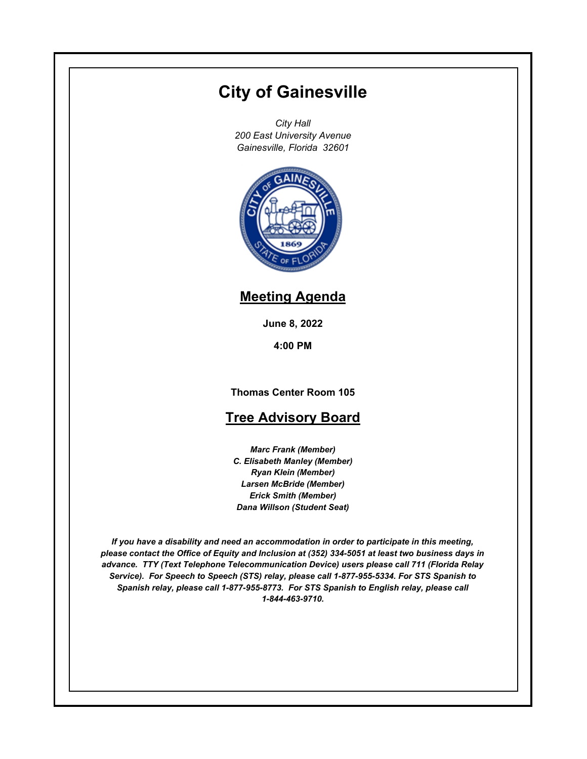# City of Gainesville

*City Hall*
*200 East University Avenue*
*Gainesville, Florida 32601*

## Meeting Agenda

**June 8, 2022**

**4:00 PM**

**Thomas Center Room 105**

## Tree Advisory Board

***Marc Frank (Member)***
***C. Elisabeth Manley (Member)***
***Ryan Klein (Member)***
***Larsen McBride (Member)***
***Erick Smith (Member)***
***Dana Willson (Student Seat)***

***If you have a disability and need an accommodation in order to participate in this meeting, please contact the Office of Equity and Inclusion at (352) 334-5051 at least two business days in advance. TTY (Text Telephone Telecommunication Device) users please call 711 (Florida Relay Service). For Speech to Speech (STS) relay, please call 1-877-955-5334. For STS Spanish to Spanish relay, please call 1-877-955-8773. For STS Spanish to English relay, please call 1-844-463-9710.***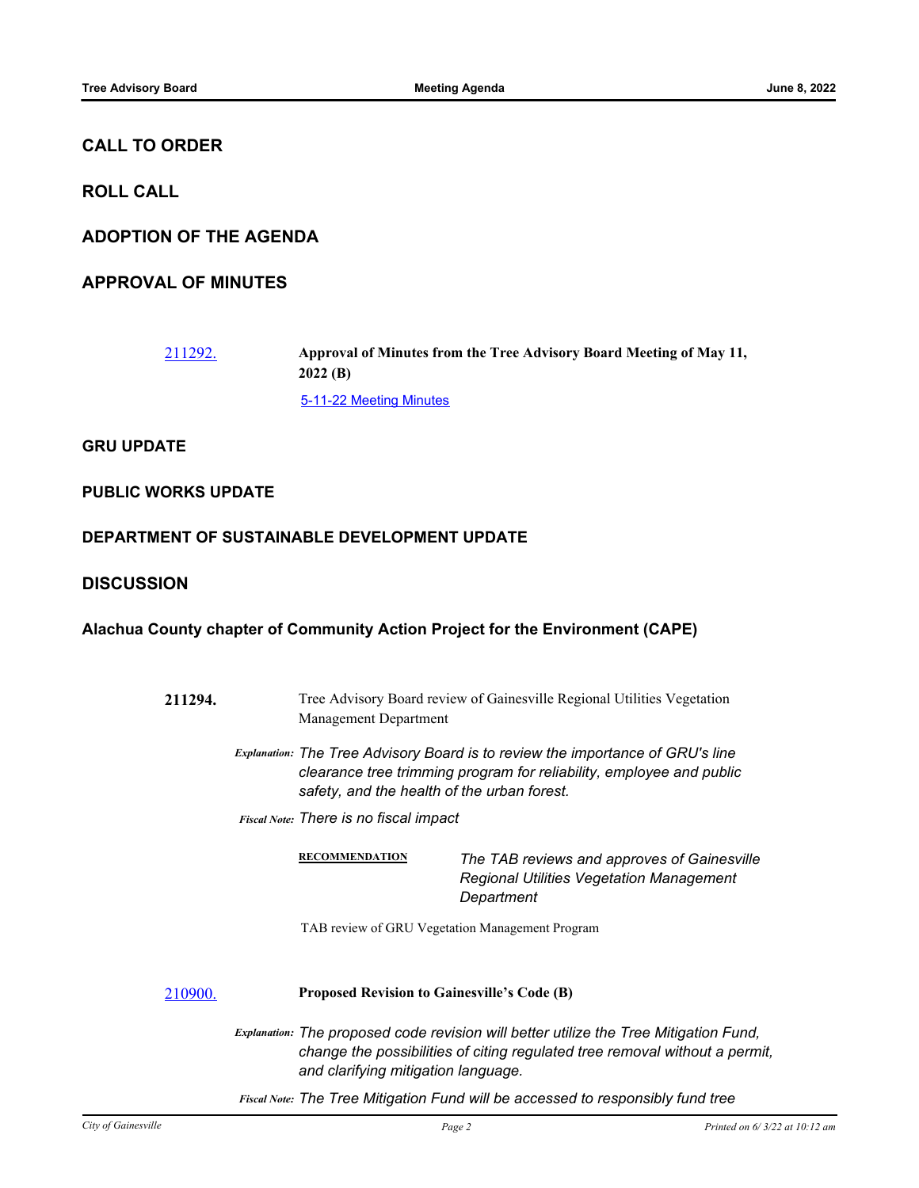## CALL TO ORDER

## ROLL CALL

## ADOPTION OF THE AGENDA

## APPROVAL OF MINUTES

[211292.](211292.) **Approval of Minutes from the Tree Advisory Board Meeting of May 11, 2022 (B)**

[5-11-22 Meeting Minutes](5-11-22 Meeting Minutes)

### GRU UPDATE

### PUBLIC WORKS UPDATE

### DEPARTMENT OF SUSTAINABLE DEVELOPMENT UPDATE

## DISCUSSION

### Alachua County chapter of Community Action Project for the Environment (CAPE)

**211294.** Tree Advisory Board review of Gainesville Regional Utilities Vegetation Management Department

*Explanation:* *The Tree Advisory Board is to review the importance of GRU's line clearance tree trimming program for reliability, employee and public safety, and the health of the urban forest.*

*Fiscal Note:* *There is no fiscal impact*

**RECOMMENDATION** *The TAB reviews and approves of Gainesville Regional Utilities Vegetation Management Department*

TAB review of GRU Vegetation Management Program

[210900.](210900.) **Proposed Revision to Gainesville's Code (B)**

*Explanation:* *The proposed code revision will better utilize the Tree Mitigation Fund, change the possibilities of citing regulated tree removal without a permit, and clarifying mitigation language.*

*Fiscal Note:* *The Tree Mitigation Fund will be accessed to responsibly fund tree*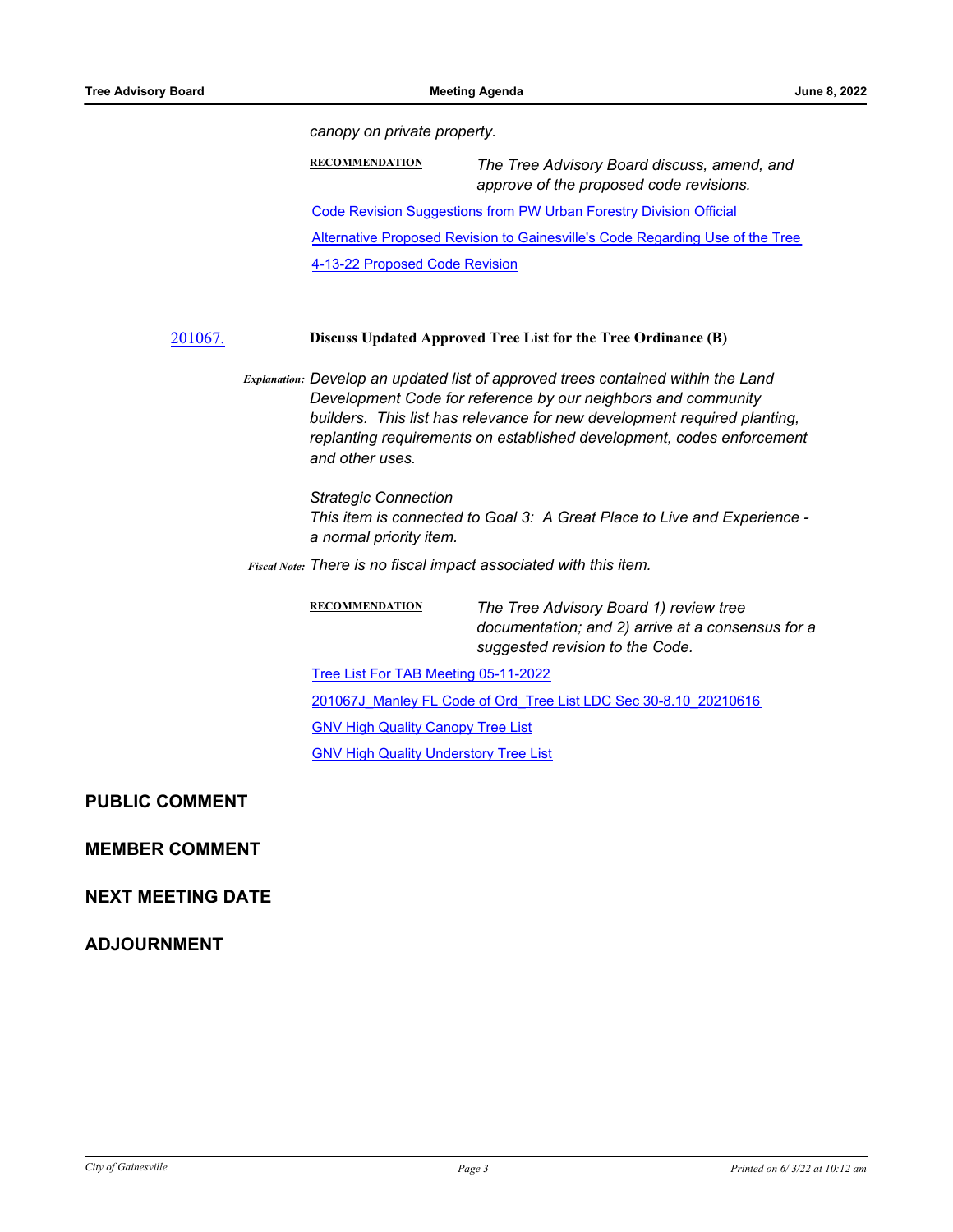*canopy on private property.*

**RECOMMENDATION** *The Tree Advisory Board discuss, amend, and approve of the proposed code revisions.*

Code Revision Suggestions from PW Urban Forestry Division Official

Alternative Proposed Revision to Gainesville's Code Regarding Use of the Tree

4-13-22 Proposed Code Revision

201067. **Discuss Updated Approved Tree List for the Tree Ordinance (B)**

***Explanation:*** *Develop an updated list of approved trees contained within the Land Development Code for reference by our neighbors and community builders. This list has relevance for new development required planting, replanting requirements on established development, codes enforcement and other uses.*

*Strategic Connection*
*This item is connected to Goal 3: A Great Place to Live and Experience - a normal priority item.*

***Fiscal Note:*** *There is no fiscal impact associated with this item.*

**RECOMMENDATION** *The Tree Advisory Board 1) review tree documentation; and 2) arrive at a consensus for a suggested revision to the Code.*

Tree List For TAB Meeting 05-11-2022

201067J_Manley FL Code of Ord_Tree List LDC Sec 30-8.10_20210616

GNV High Quality Canopy Tree List

GNV High Quality Understory Tree List

## PUBLIC COMMENT

## MEMBER COMMENT

## NEXT MEETING DATE

## ADJOURNMENT